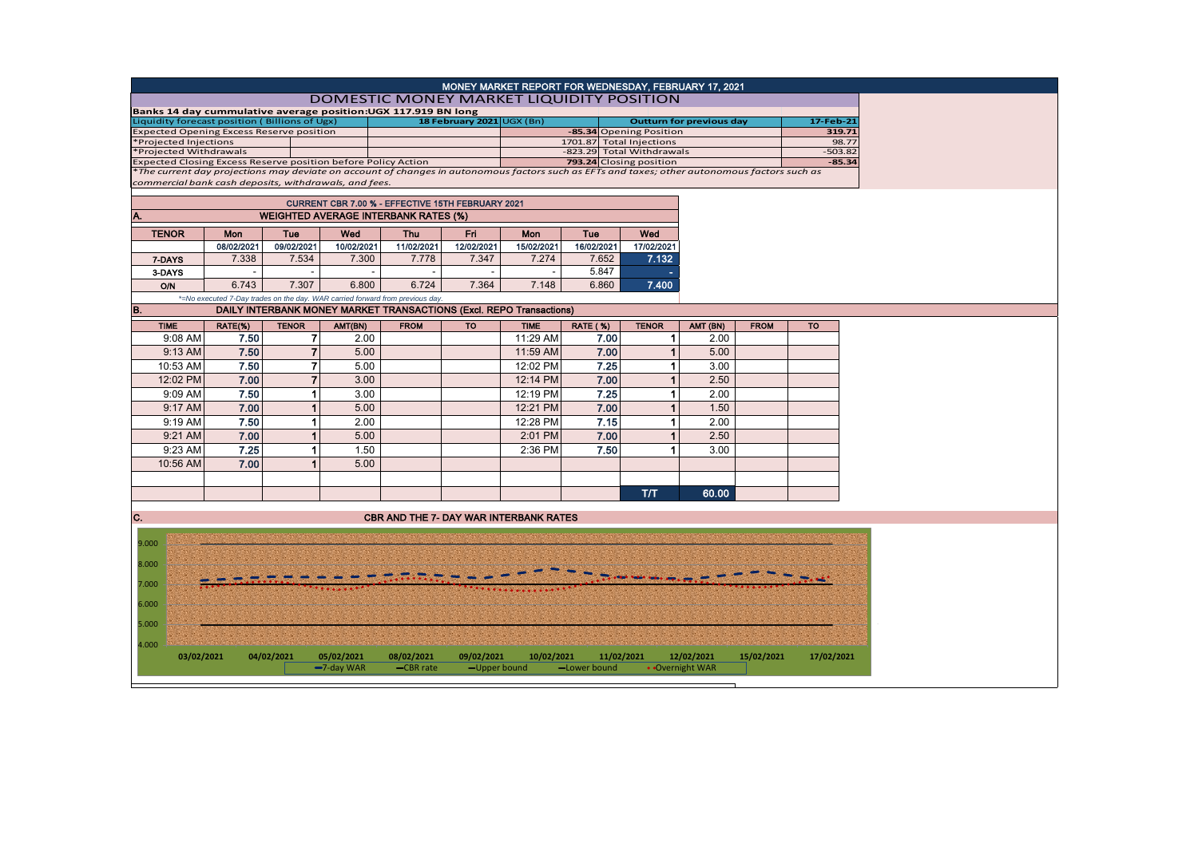# MONEY MARKET REPORT FOR WEDNESDAY, FEBRUARY 17, 2021

## DOMESTIC MONEY MARKET LIQUIDITY POSITION

**Banks 14 day cummulative average position:UGX 117.919 BN long**

| Liquidity forecast position ( Billions of Ugx) | 18 February 2021 UGX (Bn) | Outturn for previous day | 17-Feb-21 |
|---|---|---|---|
| Expected Opening Excess Reserve position | -85.34 | Opening Position | 319.71 |
| *Projected Injections | 1701.87 | Total Injections | 98.77 |
| *Projected Withdrawals | -823.29 | Total Withdrawals | -503.82 |
| Expected Closing Excess Reserve position before Policy Action | 793.24 | Closing position | -85.34 |

*\*The current day projections may deviate on account of changes in autonomous factors such as EFTs and taxes; other autonomous factors such as commercial bank cash deposits, withdrawals, and fees.*

### CURRENT CBR 7.00 % - EFFECTIVE 15TH FEBRUARY 2021

### A. WEIGHTED AVERAGE INTERBANK RATES (%)

| TENOR | Mon | Tue | Wed | Thu | Fri | Mon | Tue | Wed |
|---|---|---|---|---|---|---|---|---|
| | 08/02/2021 | 09/02/2021 | 10/02/2021 | 11/02/2021 | 12/02/2021 | 15/02/2021 | 16/02/2021 | 17/02/2021 |
| 7-DAYS | 7.338 | 7.534 | 7.300 | 7.778 | 7.347 | 7.274 | 7.652 | 7.132 |
| 3-DAYS | - | - | - | - | - | - | 5.847 | - |
| O/N | 6.743 | 7.307 | 6.800 | 6.724 | 7.364 | 7.148 | 6.860 | 7.400 |

*\*=No executed 7-Day trades on the day. WAR carried forward from previous day.*

### B. DAILY INTERBANK MONEY MARKET TRANSACTIONS (Excl. REPO Transactions)

| TIME | RATE(%) | TENOR | AMT(BN) | FROM | TO | TIME | RATE ( %) | TENOR | AMT (BN) | FROM | TO |
|---|---|---|---|---|---|---|---|---|---|---|---|
| 9:08 AM | 7.50 | 7 | 2.00 | | | 11:29 AM | 7.00 | 1 | 2.00 | | |
| 9:13 AM | 7.50 | 7 | 5.00 | | | 11:59 AM | 7.00 | 1 | 5.00 | | |
| 10:53 AM | 7.50 | 7 | 5.00 | | | 12:02 PM | 7.25 | 1 | 3.00 | | |
| 12:02 PM | 7.00 | 7 | 3.00 | | | 12:14 PM | 7.00 | 1 | 2.50 | | |
| 9:09 AM | 7.50 | 1 | 3.00 | | | 12:19 PM | 7.25 | 1 | 2.00 | | |
| 9:17 AM | 7.00 | 1 | 5.00 | | | 12:21 PM | 7.00 | 1 | 1.50 | | |
| 9:19 AM | 7.50 | 1 | 2.00 | | | 12:28 PM | 7.15 | 1 | 2.00 | | |
| 9:21 AM | 7.00 | 1 | 5.00 | | | 2:01 PM | 7.00 | 1 | 2.50 | | |
| 9:23 AM | 7.25 | 1 | 1.50 | | | 2:36 PM | 7.50 | 1 | 3.00 | | |
| 10:56 AM | 7.00 | 1 | 5.00 | | | | | | | | |
| | | | | | | | | T/T | 60.00 | | |

### C. CBR AND THE 7- DAY WAR INTERBANK RATES

Chart axis values: 4.000, 5.000, 6.000, 7.000, 8.000, 9.000; dates: 03/02/2021, 04/02/2021, 05/02/2021, 08/02/2021, 09/02/2021, 10/02/2021, 11/02/2021, 12/02/2021, 15/02/2021, 17/02/2021

Legend: 7-day WAR, CBR rate, Upper bound, Lower bound, Overnight WAR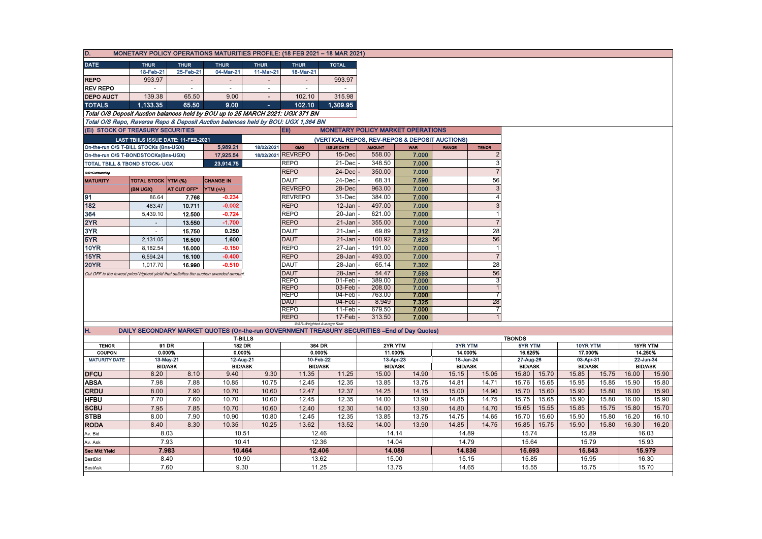## D. MONETARY POLICY OPERATIONS MATURITIES PROFILE: (18 FEB 2021 – 18 MAR 2021)

| DATE | THUR 18-Feb-21 | THUR 25-Feb-21 | THUR 04-Mar-21 | THUR 11-Mar-21 | THUR 18-Mar-21 | TOTAL |
|---|---|---|---|---|---|---|
| REPO | 993.97 | - | - | - | - | 993.97 |
| REV REPO | - | - | - | - | - | - |
| DEPO AUCT | 139.38 | 65.50 | 9.00 | - | 102.10 | 315.98 |
| TOTALS | 1,133.35 | 65.50 | 9.00 | - | 102.10 | 1,309.95 |

*Total O/S Deposit Auction balances held by BOU up to 25 MARCH 2021: UGX 371 BN*

*Total O/S Repo, Reverse Repo & Deposit Auction balances held by BOU: UGX 1,364 BN*

## (EI) STOCK OF TREASURY SECURITIES

| LAST TBIILS ISSUE DATE: 11-FEB-2021 | | |
|---|---|---|
| On-the-run O/S T-BILL STOCKs (Bns-UGX) | 5,989.21 | 18/02/2021 |
| On-the-run O/S T-BONDSTOCKs(Bns-UGX) | 17,925.54 | 18/02/2021 |
| TOTAL TBILL & TBOND STOCK- UGX | 23,914.75 | |

*O/S=Outstanding*

| MATURITY | TOTAL STOCK (BN UGX) | YTM (%) AT CUT OFF* | CHANGE IN YTM (+/-) |
|---|---|---|---|
| 91 | 86.64 | 7.768 | -0.234 |
| 182 | 463.47 | 10.711 | -0.002 |
| 364 | 5,439.10 | 12.500 | -0.724 |
| 2YR | - | 13.550 | -1.700 |
| 3YR | - | 15.750 | 0.250 |
| 5YR | 2,131.05 | 16.500 | 1.600 |
| 10YR | 8,182.54 | 16.000 | -0.150 |
| 15YR | 6,594.24 | 16.100 | -0.400 |
| 20YR | 1,017.70 | 16.990 | -0.510 |

*Cut OFF is the lowest price/ highest yield that satisfies the auction awarded amount.*

## Eii) MONETARY POLICY MARKET OPERATIONS

(VERTICAL REPOS, REV-REPOS & DEPOSIT AUCTIONS)

| OMO | ISSUE DATE | AMOUNT | WAR | RANGE | TENOR |
|---|---|---|---|---|---|
| REVREPO | 15-Dec | 558.00 | 7.000 | | 2 |
| REPO | 21-Dec | 348.50 | 7.000 | | 3 |
| REPO | 24-Dec | 350.00 | 7.000 | | 7 |
| DAUT | 24-Dec | 68.31 | 7.590 | | 56 |
| REVREPO | 28-Dec | 963.00 | 7.000 | | 3 |
| REVREPO | 31-Dec | 384.00 | 7.000 | | 4 |
| REPO | 12-Jan | 497.00 | 7.000 | | 3 |
| REPO | 20-Jan | 621.00 | 7.000 | | 1 |
| REPO | 21-Jan | 355.00 | 7.000 | | 7 |
| DAUT | 21-Jan | 69.89 | 7.312 | | 28 |
| DAUT | 21-Jan | 100.92 | 7.623 | | 56 |
| REPO | 27-Jan | 191.00 | 7.000 | | 1 |
| REPO | 28-Jan | 493.00 | 7.000 | | 7 |
| DAUT | 28-Jan | 65.14 | 7.302 | | 28 |
| DAUT | 28-Jan | 54.47 | 7.593 | | 56 |
| REPO | 01-Feb | 389.00 | 7.000 | | 3 |
| REPO | 03-Feb | 208.00 | 7.000 | | 1 |
| REPO | 04-Feb | 763.00 | 7.000 | | 7 |
| DAUT | 04-Feb | 8.949 | 7.325 | | 28 |
| REPO | 11-Feb | 679.50 | 7.000 | | 7 |
| REPO | 17-Feb | 313.50 | 7.000 | | 1 |

*WAR-Weighted Average Rate*

## H. DAILY SECONDARY MARKET QUOTES (On-the-run GOVERNMENT TREASURY SECURITIES –End of Day Quotes)

| | T-BILLS | | | | | | TBONDS | | | | | | | | | | | |
|---|---|---|---|---|---|---|---|---|---|---|---|---|---|---|---|---|---|---|
| TENOR | 91 DR | | 182 DR | | 364 DR | | 2YR YTM | | 3YR YTM | | 5YR YTM | | 10YR YTM | | 15YR YTM | |
| COUPON | 0.000% | | 0.000% | | 0.000% | | 11.000% | | 14.000% | | 16.625% | | 17.000% | | 14.250% | |
| MATURITY DATE | 13-May-21 | | 12-Aug-21 | | 10-Feb-22 | | 13-Apr-23 | | 18-Jan-24 | | 27-Aug-26 | | 03-Apr-31 | | 22-Jun-34 | |
| | BID/ASK | | BID/ASK | | BID/ASK | | BID/ASK | | BID/ASK | | BID/ASK | | BID/ASK | | BID/ASK | |
| DFCU | 8.20 | 8.10 | 9.40 | 9.30 | 11.35 | 11.25 | 15.00 | 14.90 | 15.15 | 15.05 | 15.80 | 15.70 | 15.85 | 15.75 | 16.00 | 15.90 |
| ABSA | 7.98 | 7.88 | 10.85 | 10.75 | 12.45 | 12.35 | 13.85 | 13.75 | 14.81 | 14.71 | 15.76 | 15.65 | 15.95 | 15.85 | 15.90 | 15.80 |
| CRDU | 8.00 | 7.90 | 10.70 | 10.60 | 12.47 | 12.37 | 14.25 | 14.15 | 15.00 | 14.90 | 15.70 | 15.60 | 15.90 | 15.80 | 16.00 | 15.90 |
| HFBU | 7.70 | 7.60 | 10.70 | 10.60 | 12.45 | 12.35 | 14.00 | 13.90 | 14.85 | 14.75 | 15.75 | 15.65 | 15.90 | 15.80 | 16.00 | 15.90 |
| SCBU | 7.95 | 7.85 | 10.70 | 10.60 | 12.40 | 12.30 | 14.00 | 13.90 | 14.80 | 14.70 | 15.65 | 15.55 | 15.85 | 15.75 | 15.80 | 15.70 |
| STBB | 8.00 | 7.90 | 10.90 | 10.80 | 12.45 | 12.35 | 13.85 | 13.75 | 14.75 | 14.65 | 15.70 | 15.60 | 15.90 | 15.80 | 16.20 | 16.10 |
| RODA | 8.40 | 8.30 | 10.35 | 10.25 | 13.62 | 13.52 | 14.00 | 13.90 | 14.85 | 14.75 | 15.85 | 15.75 | 15.90 | 15.80 | 16.30 | 16.20 |
| Av. Bid | 8.03 | | 10.51 | | 12.46 | | 14.14 | | 14.89 | | 15.74 | | 15.89 | | 16.03 | |
| Av. Ask | 7.93 | | 10.41 | | 12.36 | | 14.04 | | 14.79 | | 15.64 | | 15.79 | | 15.93 | |
| Sec Mkt Yield | 7.983 | | 10.464 | | 12.406 | | 14.086 | | 14.836 | | 15.693 | | 15.843 | | 15.979 | |
| BestBid | 8.40 | | 10.90 | | 13.62 | | 15.00 | | 15.15 | | 15.85 | | 15.95 | | 16.30 | |
| BestAsk | 7.60 | | 9.30 | | 11.25 | | 13.75 | | 14.65 | | 15.55 | | 15.75 | | 15.70 | |